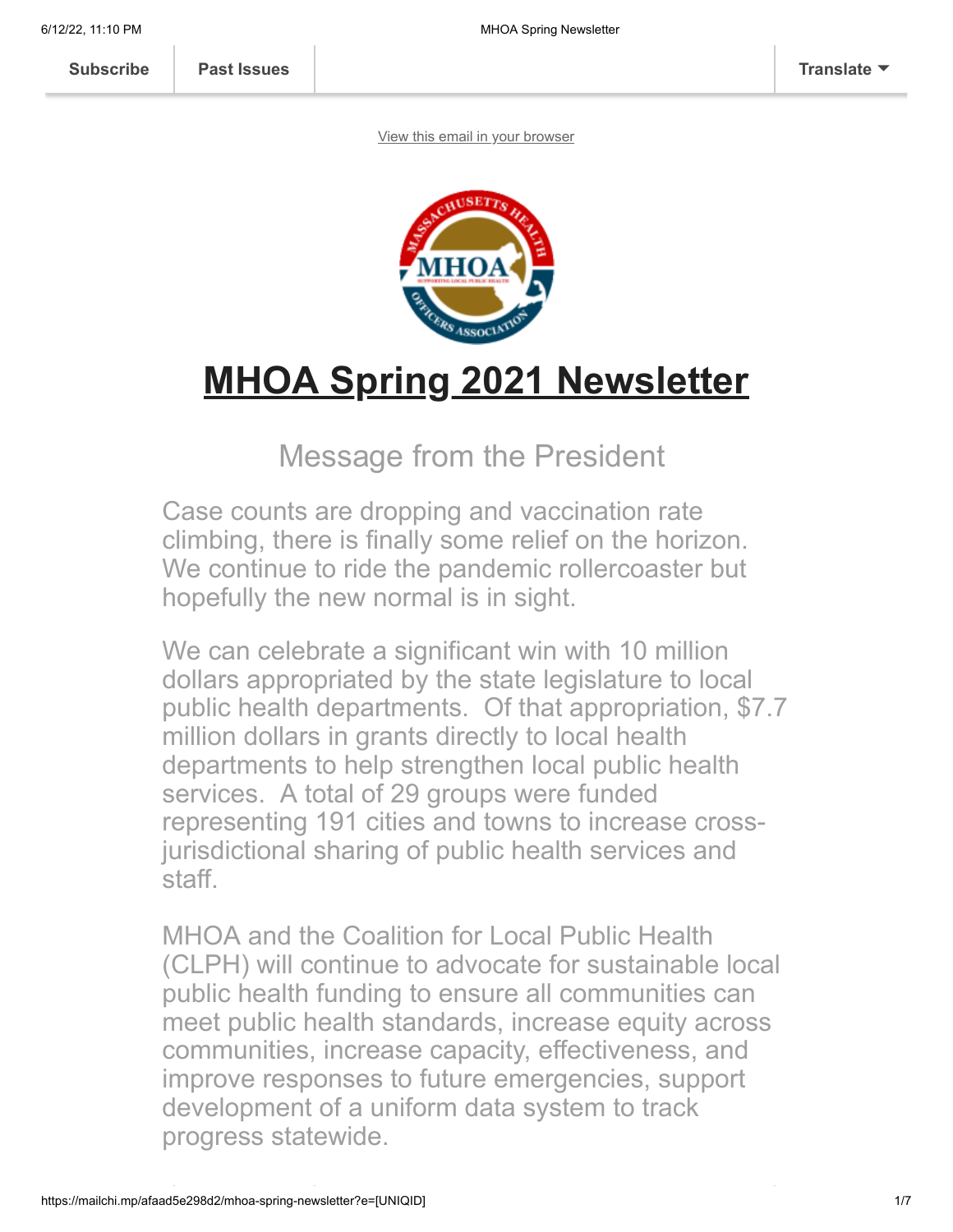Subscribe | Past Issues | Translate

View this email in your browser

# MHOA Spring 2021 Newsletter

## Message from the President

Case counts are dropping and vaccination rate climbing, there is finally some relief on the horizon. We continue to ride the pandemic rollercoaster but hopefully the new normal is in sight.

We can celebrate a significant win with 10 million dollars appropriated by the state legislature to local public health departments. Of that appropriation, $7.7 million dollars in grants directly to local health departments to help strengthen local public health services. A total of 29 groups were funded representing 191 cities and towns to increase cross-jurisdictional sharing of public health services and staff.

MHOA and the Coalition for Local Public Health (CLPH) will continue to advocate for sustainable local public health funding to ensure all communities can meet public health standards, increase equity across communities, increase capacity, effectiveness, and improve responses to future emergencies, support development of a uniform data system to track progress statewide.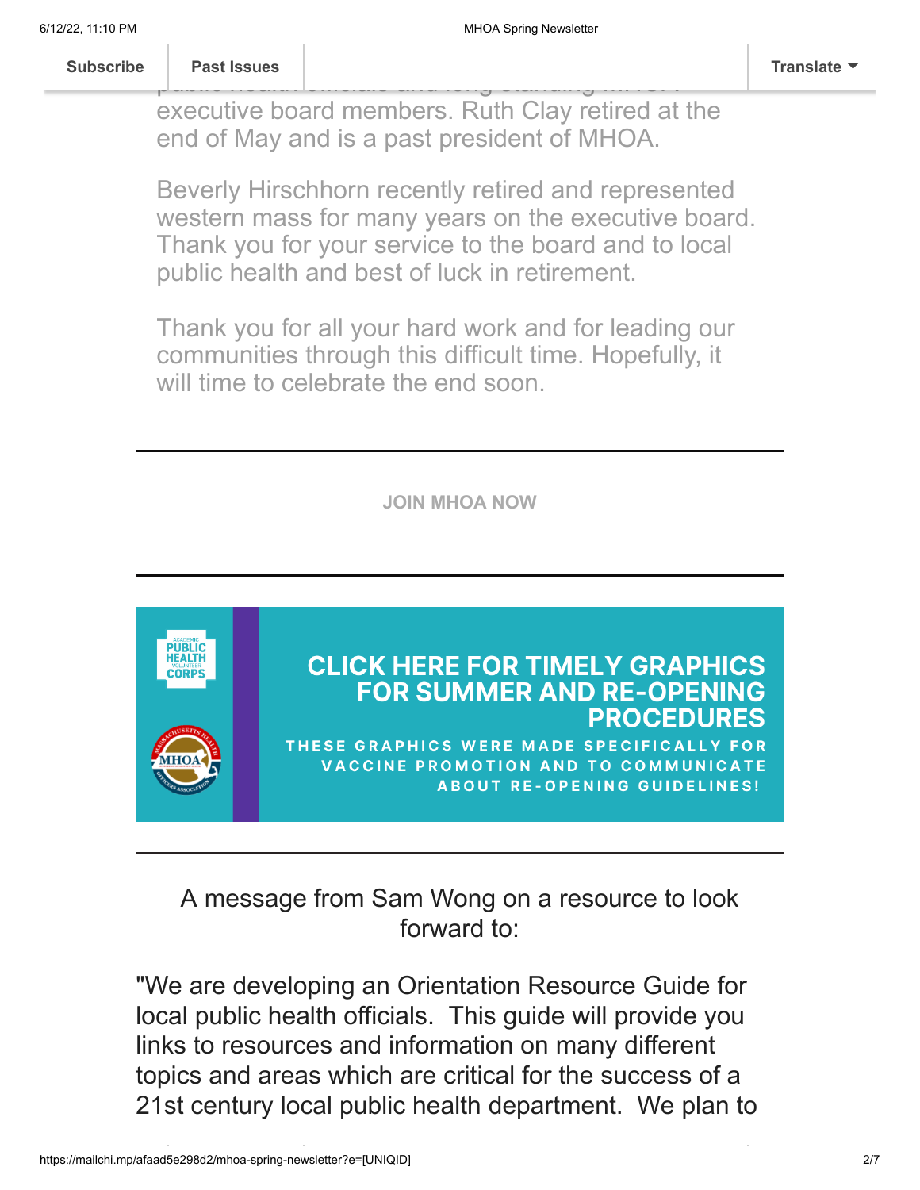executive board members. Ruth Clay retired at the end of May and is a past president of MHOA.

Beverly Hirschhorn recently retired and represented western mass for many years on the executive board. Thank you for your service to the board and to local public health and best of luck in retirement.

Thank you for all your hard work and for leading our communities through this difficult time. Hopefully, it will time to celebrate the end soon.

---

**JOIN MHOA NOW**

---

**CLICK HERE FOR TIMELY GRAPHICS FOR SUMMER AND RE-OPENING PROCEDURES**

**THESE GRAPHICS WERE MADE SPECIFICALLY FOR VACCINE PROMOTION AND TO COMMUNICATE ABOUT RE-OPENING GUIDELINES!**

---

A message from Sam Wong on a resource to look forward to:

"We are developing an Orientation Resource Guide for local public health officials. This guide will provide you links to resources and information on many different topics and areas which are critical for the success of a 21st century local public health department. We plan to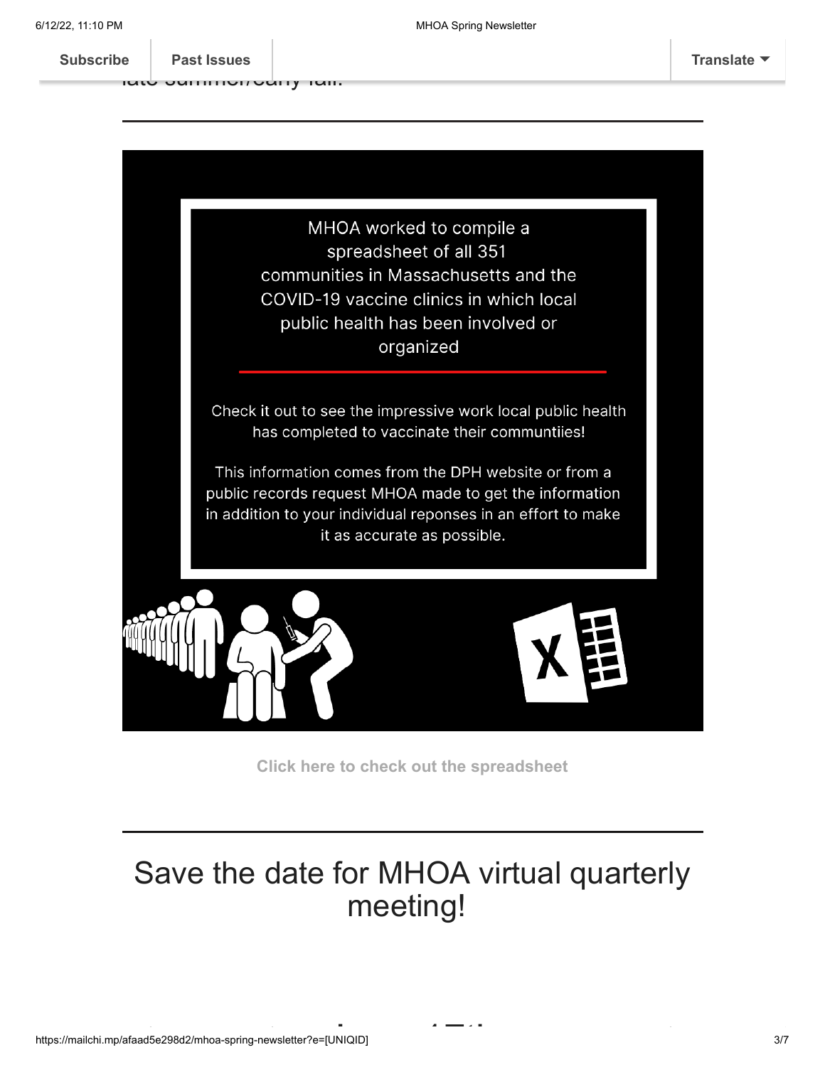MHOA worked to compile a spreadsheet of all 351 communities in Massachusetts and the COVID-19 vaccine clinics in which local public health has been involved or organized

Check it out to see the impressive work local public health has completed to vaccinate their communtiies!

This information comes from the DPH website or from a public records request MHOA made to get the information in addition to your individual reponses in an effort to make it as accurate as possible.

**Click here to check out the spreadsheet**

---

# Save the date for MHOA virtual quarterly meeting!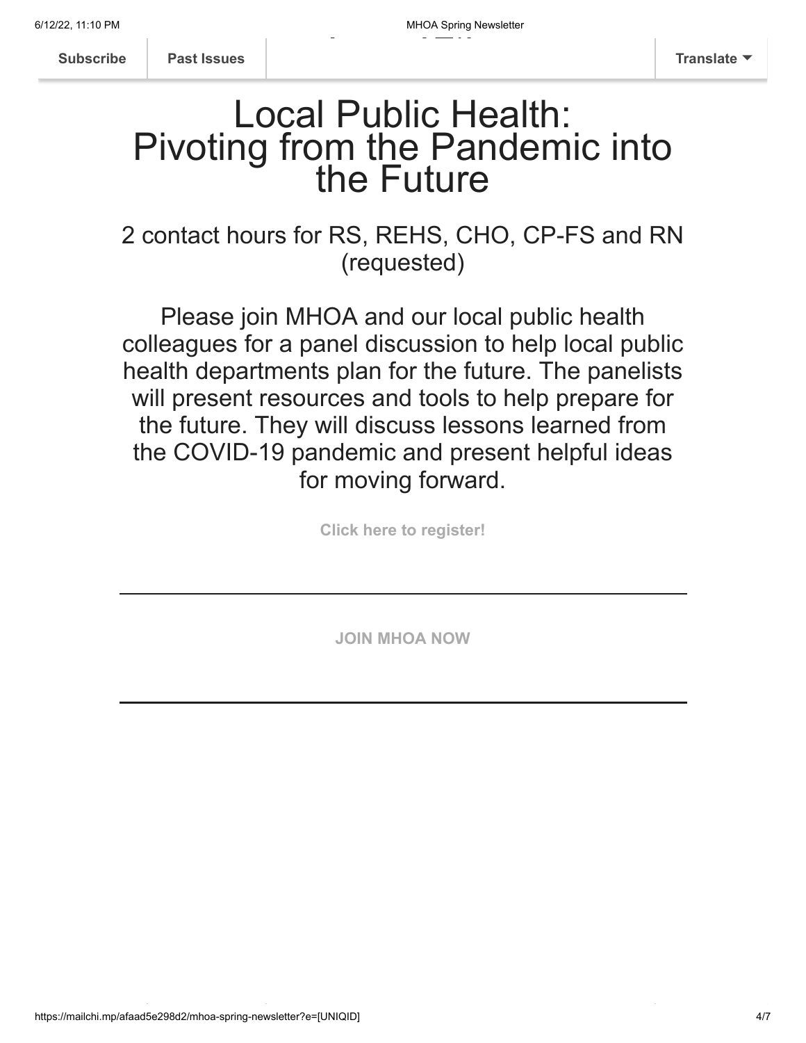# Local Public Health: Pivoting from the Pandemic into the Future

2 contact hours for RS, REHS, CHO, CP-FS and RN (requested)

Please join MHOA and our local public health colleagues for a panel discussion to help local public health departments plan for the future. The panelists will present resources and tools to help prepare for the future. They will discuss lessons learned from the COVID-19 pandemic and present helpful ideas for moving forward.

**Click here to register!**

---

**JOIN MHOA NOW**

---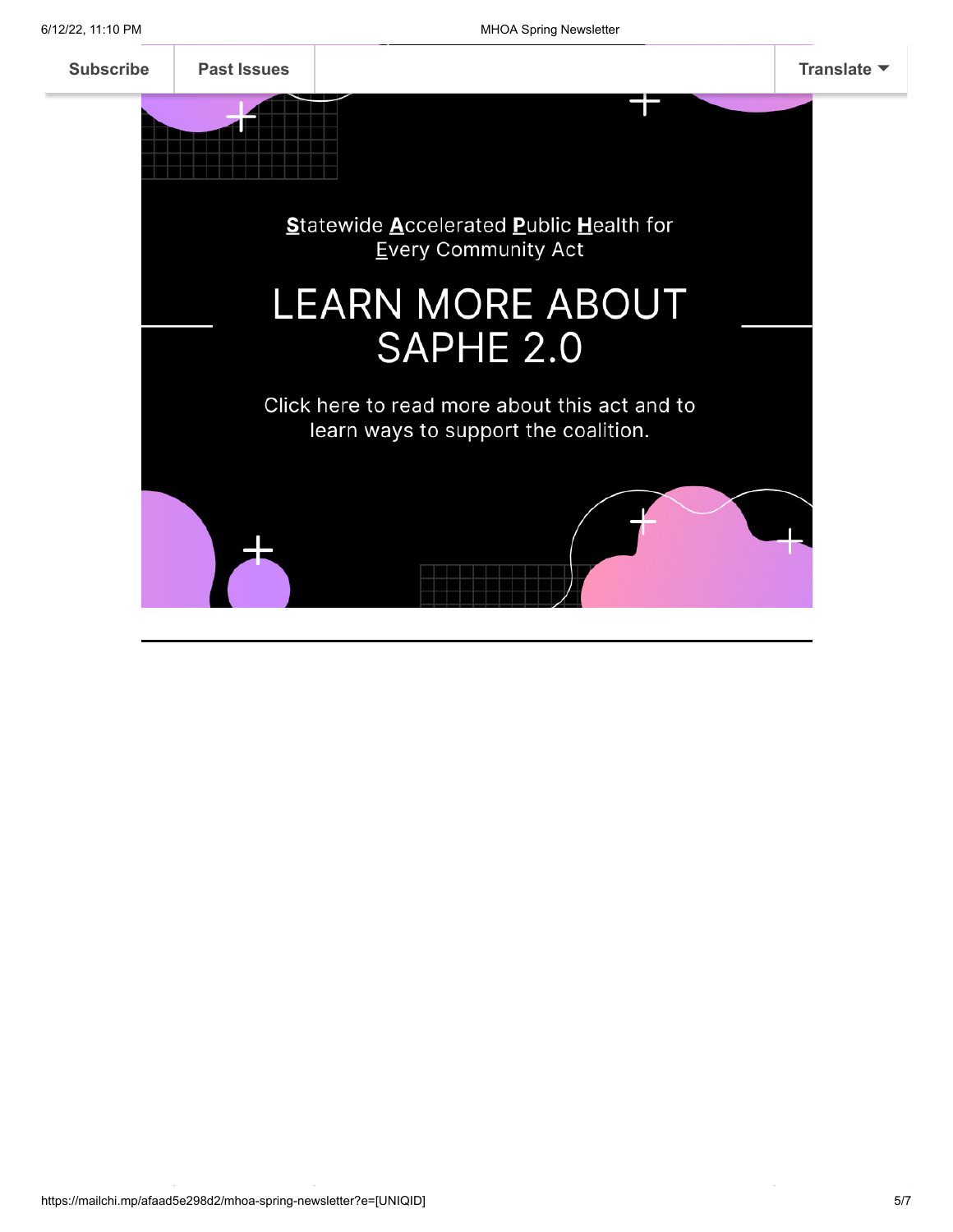**S**tatewide **A**ccelerated **P**ublic **H**ealth for **E**very Community Act

# LEARN MORE ABOUT SAPHE 2.0

Click here to read more about this act and to learn ways to support the coalition.

---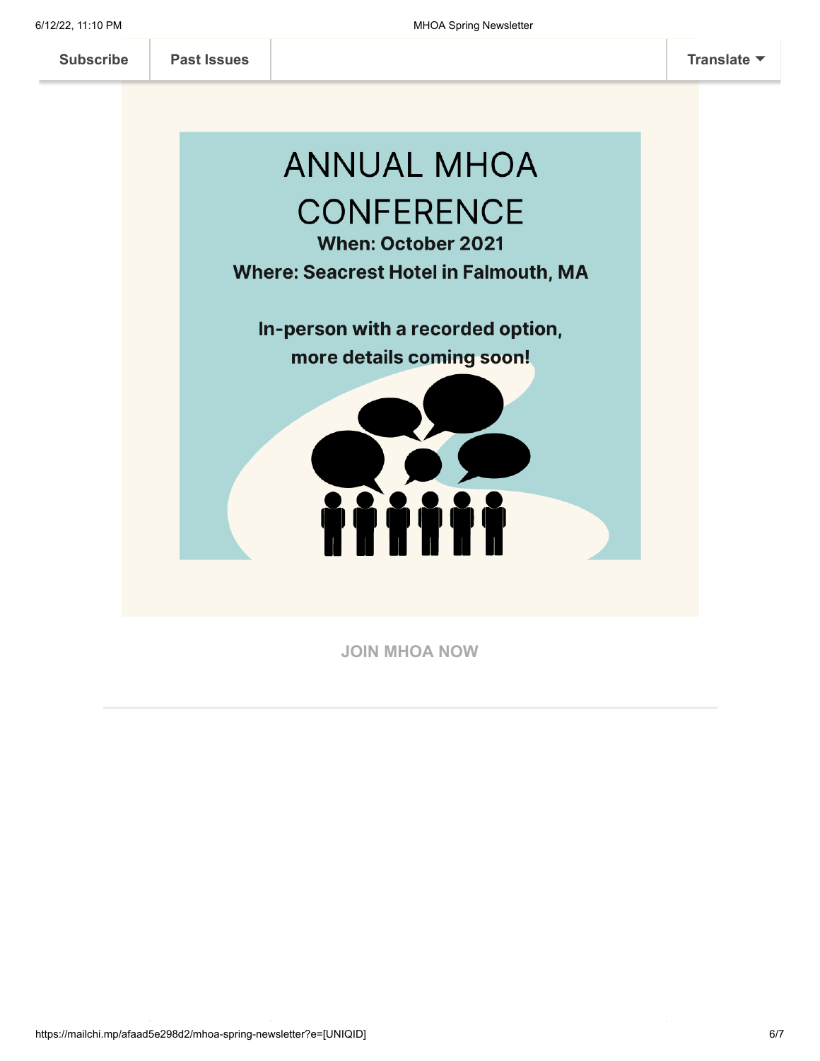Subscribe | Past Issues | Translate

# ANNUAL MHOA CONFERENCE

**When: October 2021**

**Where: Seacrest Hotel in Falmouth, MA**

**In-person with a recorded option, more details coming soon!**

**JOIN MHOA NOW**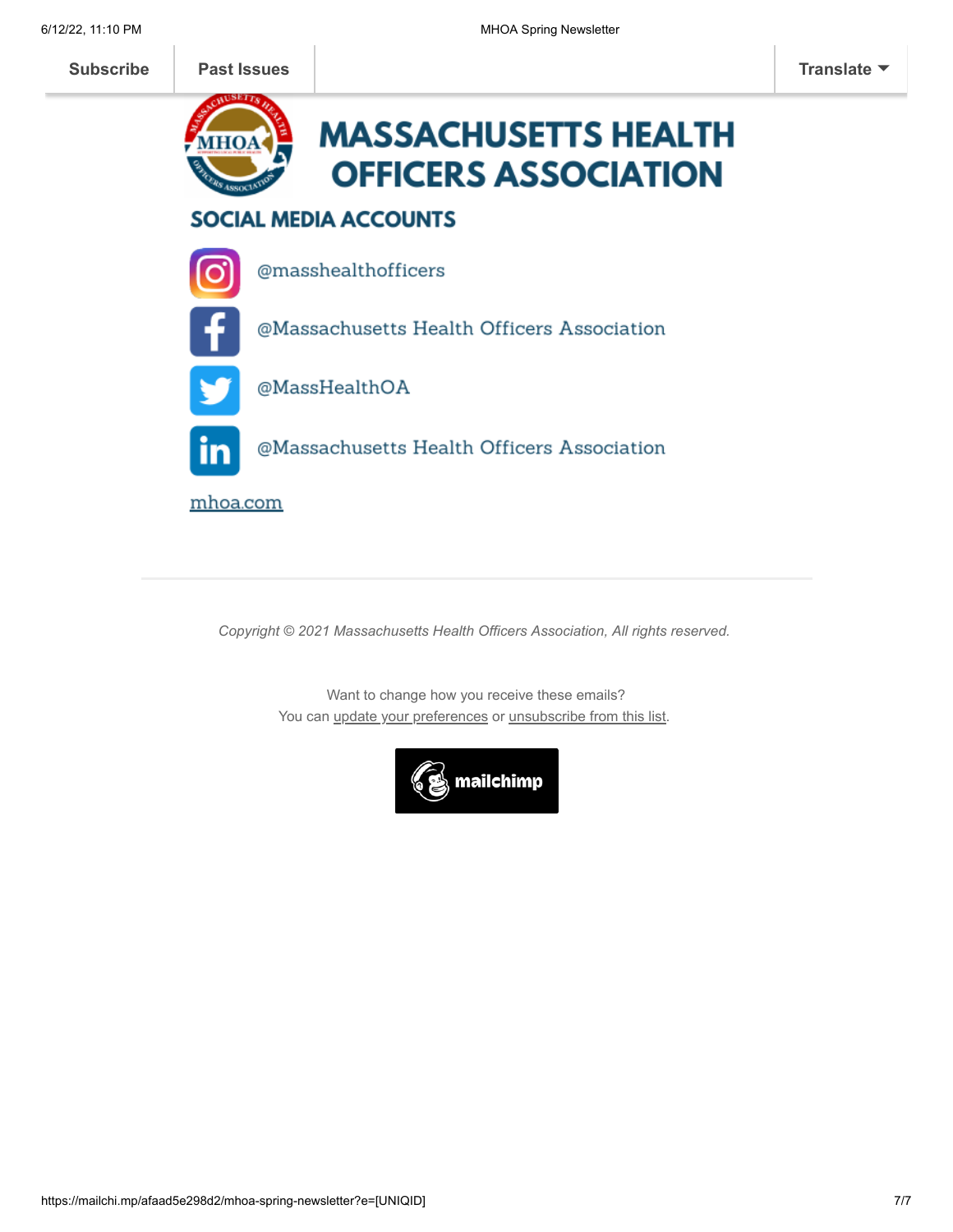Subscribe | Past Issues | Translate

# MASSACHUSETTS HEALTH OFFICERS ASSOCIATION

## SOCIAL MEDIA ACCOUNTS

@masshealthofficers

@Massachusetts Health Officers Association

@MassHealthOA

@Massachusetts Health Officers Association

mhoa.com

---

*Copyright © 2021 Massachusetts Health Officers Association, All rights reserved.*

Want to change how you receive these emails?
You can update your preferences or unsubscribe from this list.

mailchimp